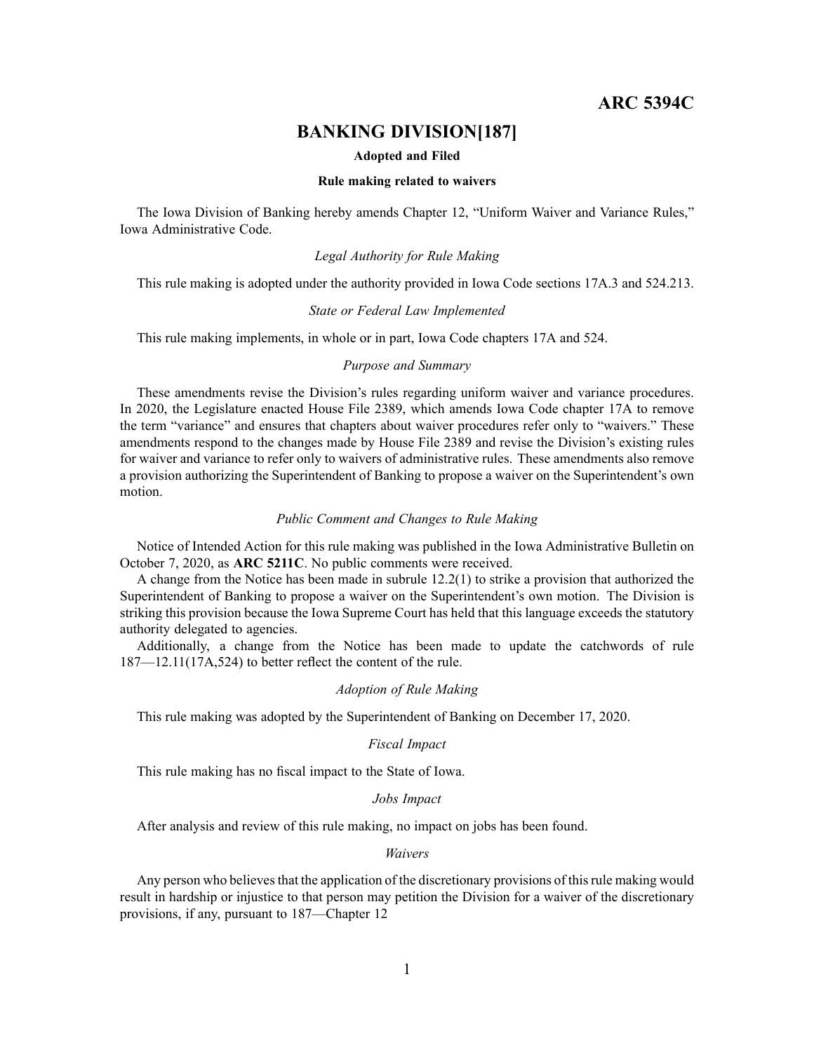# ARC 5394C

## BANKING DIVISION[187]

**Adopted and Filed**

**Rule making related to waivers**

The Iowa Division of Banking hereby amends Chapter 12, "Uniform Waiver and Variance Rules," Iowa Administrative Code.

*Legal Authority for Rule Making*

This rule making is adopted under the authority provided in Iowa Code sections 17A.3 and 524.213.

*State or Federal Law Implemented*

This rule making implements, in whole or in part, Iowa Code chapters 17A and 524.

*Purpose and Summary*

These amendments revise the Division's rules regarding uniform waiver and variance procedures. In 2020, the Legislature enacted House File 2389, which amends Iowa Code chapter 17A to remove the term "variance" and ensures that chapters about waiver procedures refer only to "waivers." These amendments respond to the changes made by House File 2389 and revise the Division's existing rules for waiver and variance to refer only to waivers of administrative rules. These amendments also remove a provision authorizing the Superintendent of Banking to propose a waiver on the Superintendent's own motion.

*Public Comment and Changes to Rule Making*

Notice of Intended Action for this rule making was published in the Iowa Administrative Bulletin on October 7, 2020, as **ARC 5211C**. No public comments were received.

A change from the Notice has been made in subrule 12.2(1) to strike a provision that authorized the Superintendent of Banking to propose a waiver on the Superintendent's own motion. The Division is striking this provision because the Iowa Supreme Court has held that this language exceeds the statutory authority delegated to agencies.

Additionally, a change from the Notice has been made to update the catchwords of rule 187—12.11(17A,524) to better reflect the content of the rule.

*Adoption of Rule Making*

This rule making was adopted by the Superintendent of Banking on December 17, 2020.

*Fiscal Impact*

This rule making has no fiscal impact to the State of Iowa.

*Jobs Impact*

After analysis and review of this rule making, no impact on jobs has been found.

*Waivers*

Any person who believes that the application of the discretionary provisions of this rule making would result in hardship or injustice to that person may petition the Division for a waiver of the discretionary provisions, if any, pursuant to 187—Chapter 12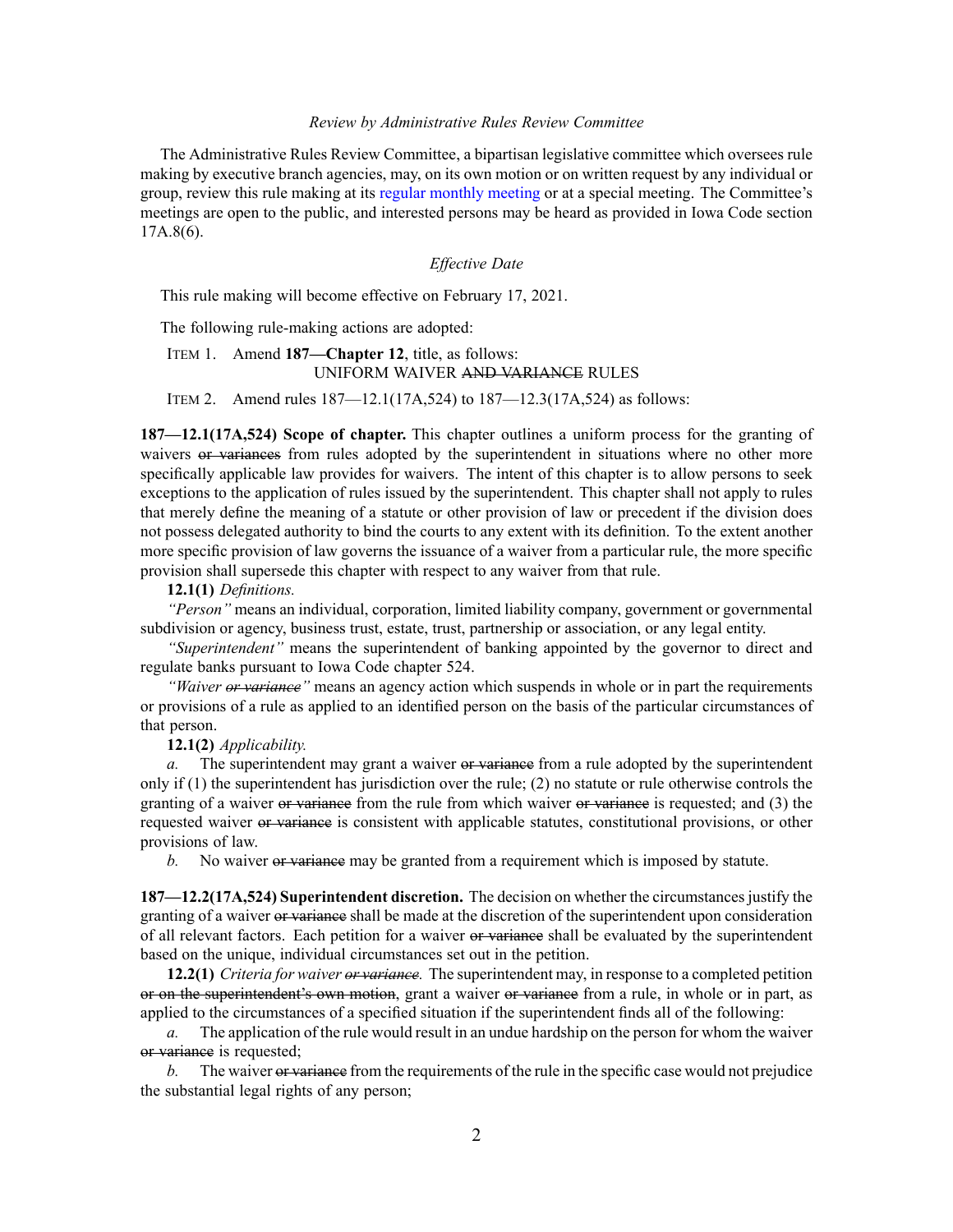*Review by Administrative Rules Review Committee*

The Administrative Rules Review Committee, a bipartisan legislative committee which oversees rule making by executive branch agencies, may, on its own motion or on written request by any individual or group, review this rule making at its regular monthly meeting or at a special meeting. The Committee's meetings are open to the public, and interested persons may be heard as provided in Iowa Code section 17A.8(6).

*Effective Date*

This rule making will become effective on February 17, 2021.

The following rule-making actions are adopted:

ITEM 1. Amend **187—Chapter 12**, title, as follows:

UNIFORM WAIVER ~~AND VARIANCE~~ RULES

ITEM 2. Amend rules 187—12.1(17A,524) to 187—12.3(17A,524) as follows:

**187—12.1(17A,524) Scope of chapter.** This chapter outlines a uniform process for the granting of waivers ~~or variances~~ from rules adopted by the superintendent in situations where no other more specifically applicable law provides for waivers. The intent of this chapter is to allow persons to seek exceptions to the application of rules issued by the superintendent. This chapter shall not apply to rules that merely define the meaning of a statute or other provision of law or precedent if the division does not possess delegated authority to bind the courts to any extent with its definition. To the extent another more specific provision of law governs the issuance of a waiver from a particular rule, the more specific provision shall supersede this chapter with respect to any waiver from that rule.

**12.1(1)** *Definitions.*

*"Person"* means an individual, corporation, limited liability company, government or governmental subdivision or agency, business trust, estate, trust, partnership or association, or any legal entity.

*"Superintendent"* means the superintendent of banking appointed by the governor to direct and regulate banks pursuant to Iowa Code chapter 524.

*"Waiver ~~or variance~~"* means an agency action which suspends in whole or in part the requirements or provisions of a rule as applied to an identified person on the basis of the particular circumstances of that person.

**12.1(2)** *Applicability.*

*a.* The superintendent may grant a waiver ~~or variance~~ from a rule adopted by the superintendent only if (1) the superintendent has jurisdiction over the rule; (2) no statute or rule otherwise controls the granting of a waiver ~~or variance~~ from the rule from which waiver ~~or variance~~ is requested; and (3) the requested waiver ~~or variance~~ is consistent with applicable statutes, constitutional provisions, or other provisions of law.

*b.* No waiver ~~or variance~~ may be granted from a requirement which is imposed by statute.

**187—12.2(17A,524) Superintendent discretion.** The decision on whether the circumstances justify the granting of a waiver ~~or variance~~ shall be made at the discretion of the superintendent upon consideration of all relevant factors. Each petition for a waiver ~~or variance~~ shall be evaluated by the superintendent based on the unique, individual circumstances set out in the petition.

**12.2(1)** *Criteria for waiver ~~or variance~~.* The superintendent may, in response to a completed petition ~~or on the superintendent's own motion~~, grant a waiver ~~or variance~~ from a rule, in whole or in part, as applied to the circumstances of a specified situation if the superintendent finds all of the following:

*a.* The application of the rule would result in an undue hardship on the person for whom the waiver ~~or variance~~ is requested;

*b.* The waiver ~~or variance~~ from the requirements of the rule in the specific case would not prejudice the substantial legal rights of any person;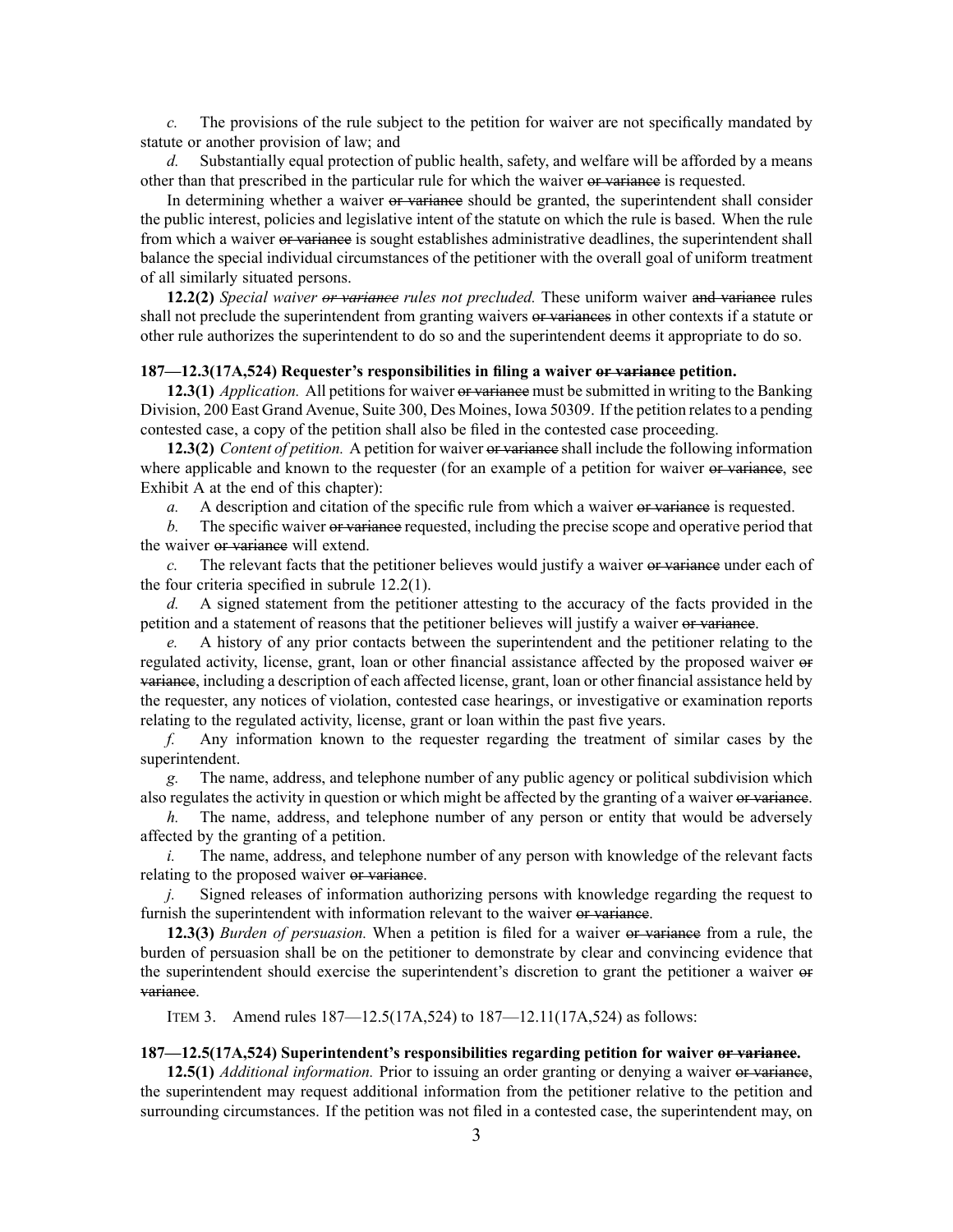*c.* The provisions of the rule subject to the petition for waiver are not specifically mandated by statute or another provision of law; and

*d.* Substantially equal protection of public health, safety, and welfare will be afforded by a means other than that prescribed in the particular rule for which the waiver ~~or variance~~ is requested.

In determining whether a waiver ~~or variance~~ should be granted, the superintendent shall consider the public interest, policies and legislative intent of the statute on which the rule is based. When the rule from which a waiver ~~or variance~~ is sought establishes administrative deadlines, the superintendent shall balance the special individual circumstances of the petitioner with the overall goal of uniform treatment of all similarly situated persons.

**12.2(2)** *Special waiver ~~or variance~~ rules not precluded.* These uniform waiver ~~and variance~~ rules shall not preclude the superintendent from granting waivers ~~or variances~~ in other contexts if a statute or other rule authorizes the superintendent to do so and the superintendent deems it appropriate to do so.

**187—12.3(17A,524) Requester's responsibilities in filing a waiver ~~or variance~~ petition.**

**12.3(1)** *Application.* All petitions for waiver ~~or variance~~ must be submitted in writing to the Banking Division, 200 East Grand Avenue, Suite 300, Des Moines, Iowa 50309. If the petition relates to a pending contested case, a copy of the petition shall also be filed in the contested case proceeding.

**12.3(2)** *Content of petition.* A petition for waiver ~~or variance~~ shall include the following information where applicable and known to the requester (for an example of a petition for waiver ~~or variance~~, see Exhibit A at the end of this chapter):

*a.* A description and citation of the specific rule from which a waiver ~~or variance~~ is requested.

*b.* The specific waiver ~~or variance~~ requested, including the precise scope and operative period that the waiver ~~or variance~~ will extend.

*c.* The relevant facts that the petitioner believes would justify a waiver ~~or variance~~ under each of the four criteria specified in subrule 12.2(1).

*d.* A signed statement from the petitioner attesting to the accuracy of the facts provided in the petition and a statement of reasons that the petitioner believes will justify a waiver ~~or variance~~.

*e.* A history of any prior contacts between the superintendent and the petitioner relating to the regulated activity, license, grant, loan or other financial assistance affected by the proposed waiver ~~or variance~~, including a description of each affected license, grant, loan or other financial assistance held by the requester, any notices of violation, contested case hearings, or investigative or examination reports relating to the regulated activity, license, grant or loan within the past five years.

*f.* Any information known to the requester regarding the treatment of similar cases by the superintendent.

*g.* The name, address, and telephone number of any public agency or political subdivision which also regulates the activity in question or which might be affected by the granting of a waiver ~~or variance~~.

*h.* The name, address, and telephone number of any person or entity that would be adversely affected by the granting of a petition.

*i.* The name, address, and telephone number of any person with knowledge of the relevant facts relating to the proposed waiver ~~or variance~~.

*j.* Signed releases of information authorizing persons with knowledge regarding the request to furnish the superintendent with information relevant to the waiver ~~or variance~~.

**12.3(3)** *Burden of persuasion.* When a petition is filed for a waiver ~~or variance~~ from a rule, the burden of persuasion shall be on the petitioner to demonstrate by clear and convincing evidence that the superintendent should exercise the superintendent's discretion to grant the petitioner a waiver ~~or variance~~.

ITEM 3. Amend rules 187—12.5(17A,524) to 187—12.11(17A,524) as follows:

**187—12.5(17A,524) Superintendent's responsibilities regarding petition for waiver ~~or variance~~.**

**12.5(1)** *Additional information.* Prior to issuing an order granting or denying a waiver ~~or variance~~, the superintendent may request additional information from the petitioner relative to the petition and surrounding circumstances. If the petition was not filed in a contested case, the superintendent may, on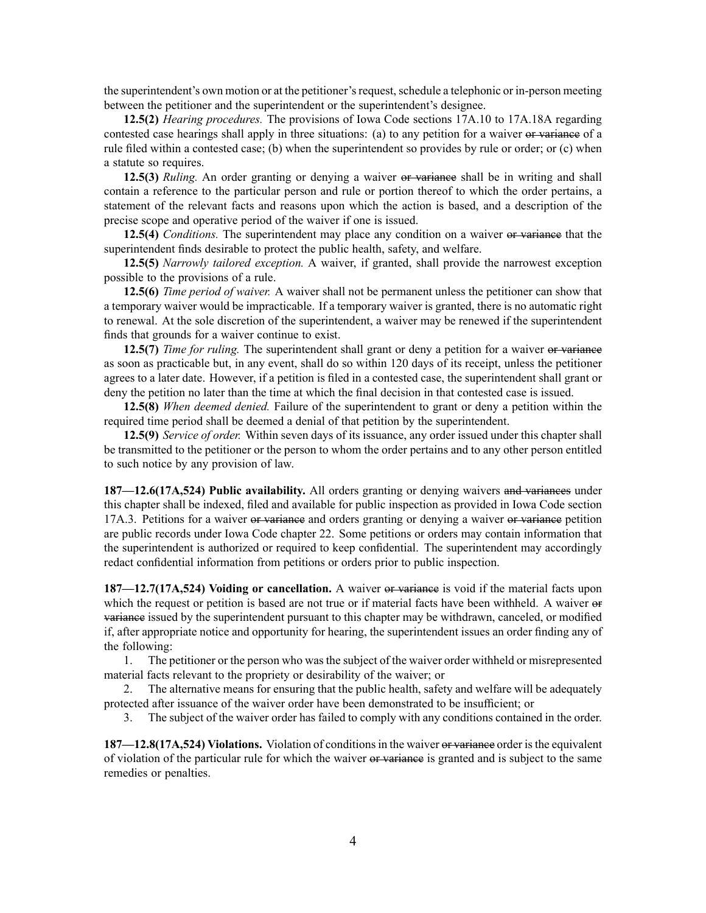the superintendent's own motion or at the petitioner's request, schedule a telephonic or in-person meeting between the petitioner and the superintendent or the superintendent's designee.

**12.5(2)** *Hearing procedures.* The provisions of Iowa Code sections 17A.10 to 17A.18A regarding contested case hearings shall apply in three situations: (a) to any petition for a waiver ~~or variance~~ of a rule filed within a contested case; (b) when the superintendent so provides by rule or order; or (c) when a statute so requires.

**12.5(3)** *Ruling.* An order granting or denying a waiver ~~or variance~~ shall be in writing and shall contain a reference to the particular person and rule or portion thereof to which the order pertains, a statement of the relevant facts and reasons upon which the action is based, and a description of the precise scope and operative period of the waiver if one is issued.

**12.5(4)** *Conditions.* The superintendent may place any condition on a waiver ~~or variance~~ that the superintendent finds desirable to protect the public health, safety, and welfare.

**12.5(5)** *Narrowly tailored exception.* A waiver, if granted, shall provide the narrowest exception possible to the provisions of a rule.

**12.5(6)** *Time period of waiver.* A waiver shall not be permanent unless the petitioner can show that a temporary waiver would be impracticable. If a temporary waiver is granted, there is no automatic right to renewal. At the sole discretion of the superintendent, a waiver may be renewed if the superintendent finds that grounds for a waiver continue to exist.

**12.5(7)** *Time for ruling.* The superintendent shall grant or deny a petition for a waiver ~~or variance~~ as soon as practicable but, in any event, shall do so within 120 days of its receipt, unless the petitioner agrees to a later date. However, if a petition is filed in a contested case, the superintendent shall grant or deny the petition no later than the time at which the final decision in that contested case is issued.

**12.5(8)** *When deemed denied.* Failure of the superintendent to grant or deny a petition within the required time period shall be deemed a denial of that petition by the superintendent.

**12.5(9)** *Service of order.* Within seven days of its issuance, any order issued under this chapter shall be transmitted to the petitioner or the person to whom the order pertains and to any other person entitled to such notice by any provision of law.

**187—12.6(17A,524) Public availability.** All orders granting or denying waivers ~~and variances~~ under this chapter shall be indexed, filed and available for public inspection as provided in Iowa Code section 17A.3. Petitions for a waiver ~~or variance~~ and orders granting or denying a waiver ~~or variance~~ petition are public records under Iowa Code chapter 22. Some petitions or orders may contain information that the superintendent is authorized or required to keep confidential. The superintendent may accordingly redact confidential information from petitions or orders prior to public inspection.

**187—12.7(17A,524) Voiding or cancellation.** A waiver ~~or variance~~ is void if the material facts upon which the request or petition is based are not true or if material facts have been withheld. A waiver ~~or variance~~ issued by the superintendent pursuant to this chapter may be withdrawn, canceled, or modified if, after appropriate notice and opportunity for hearing, the superintendent issues an order finding any of the following:

1. The petitioner or the person who was the subject of the waiver order withheld or misrepresented material facts relevant to the propriety or desirability of the waiver; or
2. The alternative means for ensuring that the public health, safety and welfare will be adequately protected after issuance of the waiver order have been demonstrated to be insufficient; or
3. The subject of the waiver order has failed to comply with any conditions contained in the order.

**187—12.8(17A,524) Violations.** Violation of conditions in the waiver ~~or variance~~ order is the equivalent of violation of the particular rule for which the waiver ~~or variance~~ is granted and is subject to the same remedies or penalties.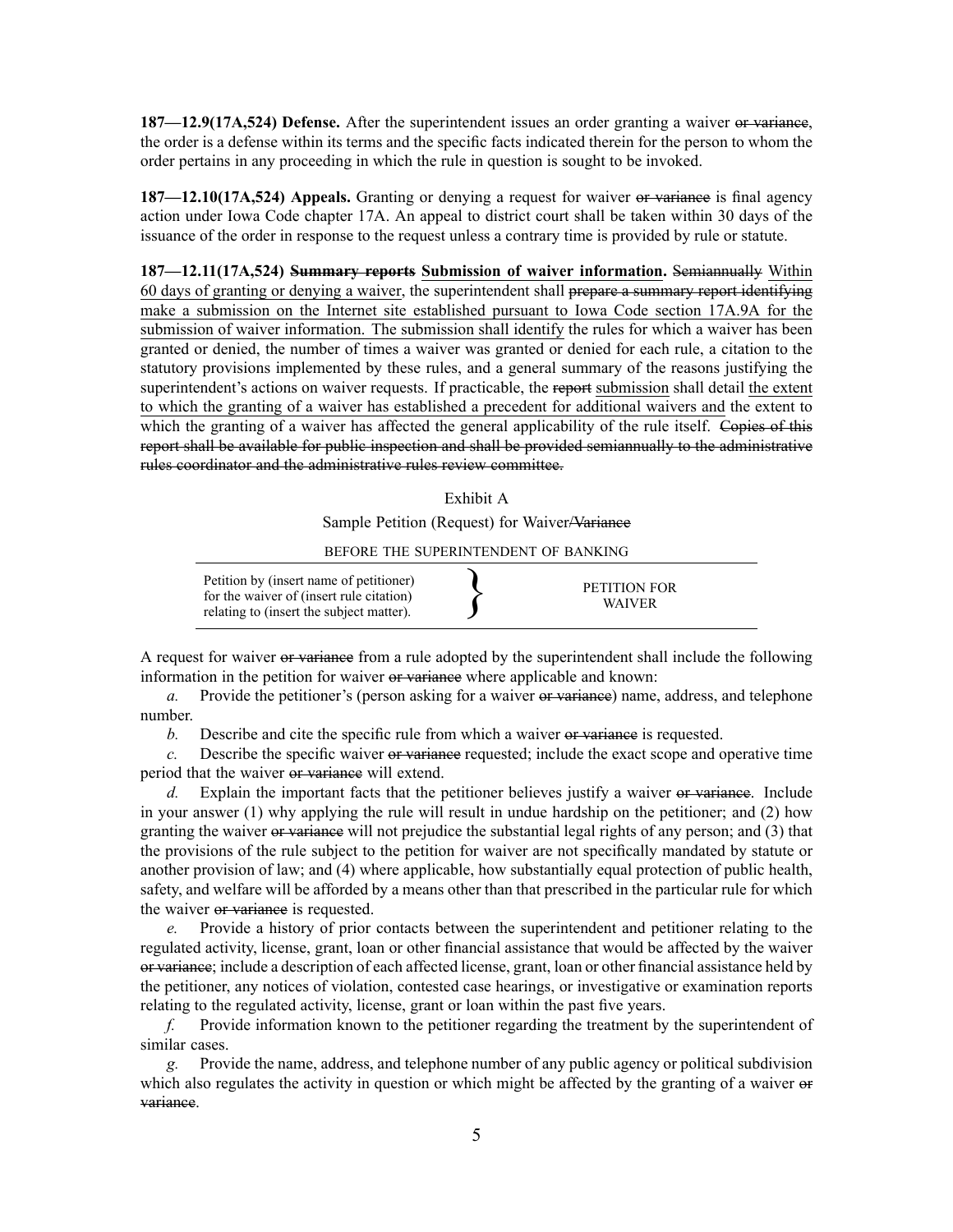**187—12.9(17A,524) Defense.** After the superintendent issues an order granting a waiver ~~or variance~~, the order is a defense within its terms and the specific facts indicated therein for the person to whom the order pertains in any proceeding in which the rule in question is sought to be invoked.

**187—12.10(17A,524) Appeals.** Granting or denying a request for waiver ~~or variance~~ is final agency action under Iowa Code chapter 17A. An appeal to district court shall be taken within 30 days of the issuance of the order in response to the request unless a contrary time is provided by rule or statute.

**187—12.11(17A,524) ~~Summary reports~~ <u>Submission of waiver information</u>.** ~~Semiannually~~ <u>Within 60 days of granting or denying a waiver</u>, the superintendent shall ~~prepare a summary report identifying~~ <u>make a submission on the Internet site established pursuant to Iowa Code section 17A.9A for the submission of waiver information. The submission shall identify</u> the rules for which a waiver has been granted or denied, the number of times a waiver was granted or denied for each rule, a citation to the statutory provisions implemented by these rules, and a general summary of the reasons justifying the superintendent's actions on waiver requests. If practicable, the ~~report~~ <u>submission</u> shall detail <u>the extent to which the granting of a waiver has established a precedent for additional waivers and</u> the extent to which the granting of a waiver has affected the general applicability of the rule itself. ~~Copies of this report shall be available for public inspection and shall be provided semiannually to the administrative rules coordinator and the administrative rules review committee.~~

Exhibit A

Sample Petition (Request) for Waiver~~/Variance~~

BEFORE THE SUPERINTENDENT OF BANKING

| Petition by (insert name of petitioner) for the waiver of (insert rule citation) relating to (insert the subject matter). | } | PETITION FOR WAIVER |
|---|---|---|

A request for waiver ~~or variance~~ from a rule adopted by the superintendent shall include the following information in the petition for waiver ~~or variance~~ where applicable and known:

*a.* Provide the petitioner's (person asking for a waiver ~~or variance~~) name, address, and telephone number.

*b.* Describe and cite the specific rule from which a waiver ~~or variance~~ is requested.

*c.* Describe the specific waiver ~~or variance~~ requested; include the exact scope and operative time period that the waiver ~~or variance~~ will extend.

*d.* Explain the important facts that the petitioner believes justify a waiver ~~or variance~~. Include in your answer (1) why applying the rule will result in undue hardship on the petitioner; and (2) how granting the waiver ~~or variance~~ will not prejudice the substantial legal rights of any person; and (3) that the provisions of the rule subject to the petition for waiver are not specifically mandated by statute or another provision of law; and (4) where applicable, how substantially equal protection of public health, safety, and welfare will be afforded by a means other than that prescribed in the particular rule for which the waiver ~~or variance~~ is requested.

*e.* Provide a history of prior contacts between the superintendent and petitioner relating to the regulated activity, license, grant, loan or other financial assistance that would be affected by the waiver ~~or variance~~; include a description of each affected license, grant, loan or other financial assistance held by the petitioner, any notices of violation, contested case hearings, or investigative or examination reports relating to the regulated activity, license, grant or loan within the past five years.

*f.* Provide information known to the petitioner regarding the treatment by the superintendent of similar cases.

*g.* Provide the name, address, and telephone number of any public agency or political subdivision which also regulates the activity in question or which might be affected by the granting of a waiver ~~or variance~~.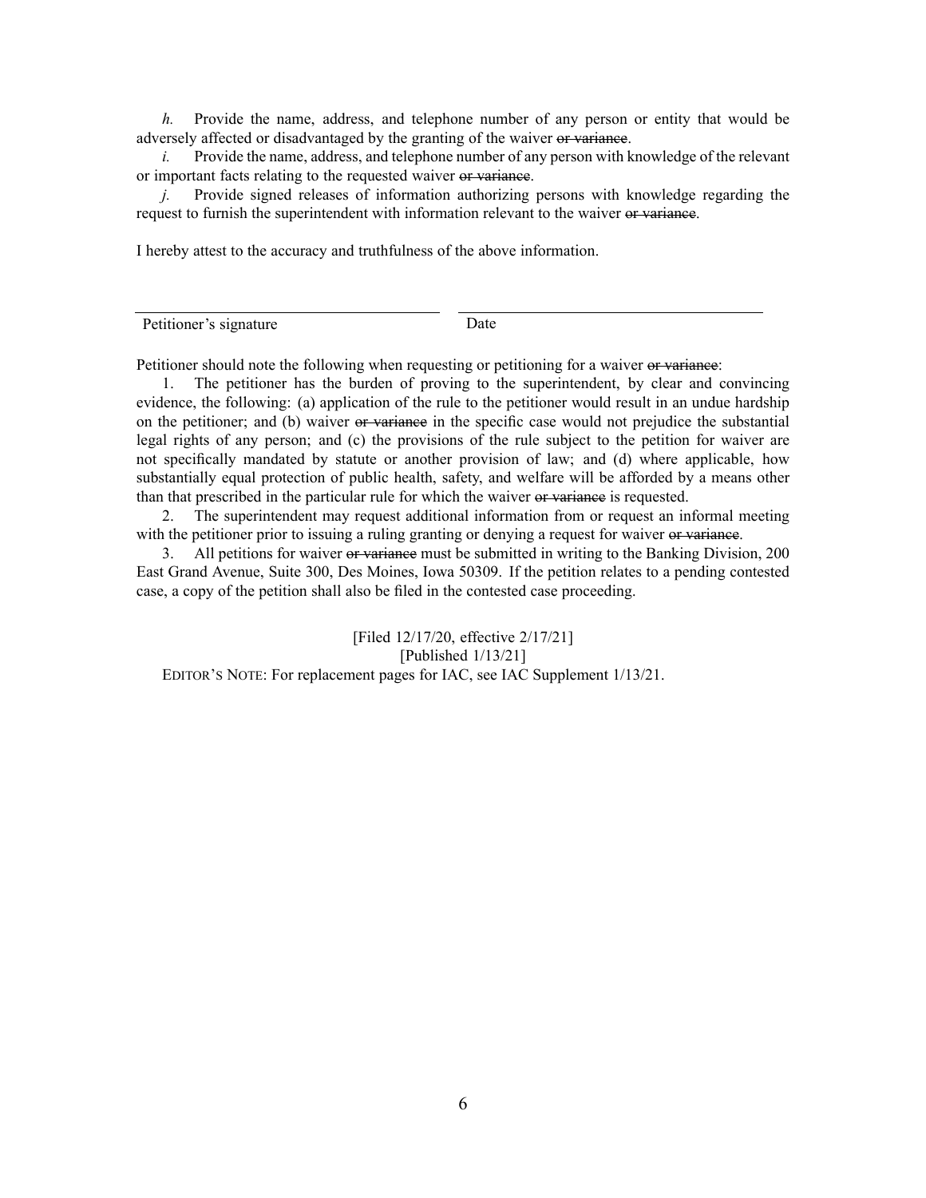*h.* Provide the name, address, and telephone number of any person or entity that would be adversely affected or disadvantaged by the granting of the waiver ~~or variance~~.

*i.* Provide the name, address, and telephone number of any person with knowledge of the relevant or important facts relating to the requested waiver ~~or variance~~.

*j.* Provide signed releases of information authorizing persons with knowledge regarding the request to furnish the superintendent with information relevant to the waiver ~~or variance~~.

I hereby attest to the accuracy and truthfulness of the above information.

\_\_\_\_\_\_\_\_\_\_\_\_\_\_\_\_\_\_\_\_\_\_\_\_\_\_\_\_\_\_\_\_\_ \_\_\_\_\_\_\_\_\_\_\_\_\_\_\_\_\_\_\_\_\_\_\_\_\_\_\_\_\_\_\_\_\_

Petitioner's signature Date

Petitioner should note the following when requesting or petitioning for a waiver ~~or variance~~:

1. The petitioner has the burden of proving to the superintendent, by clear and convincing evidence, the following: (a) application of the rule to the petitioner would result in an undue hardship on the petitioner; and (b) waiver ~~or variance~~ in the specific case would not prejudice the substantial legal rights of any person; and (c) the provisions of the rule subject to the petition for waiver are not specifically mandated by statute or another provision of law; and (d) where applicable, how substantially equal protection of public health, safety, and welfare will be afforded by a means other than that prescribed in the particular rule for which the waiver ~~or variance~~ is requested.

2. The superintendent may request additional information from or request an informal meeting with the petitioner prior to issuing a ruling granting or denying a request for waiver ~~or variance~~.

3. All petitions for waiver ~~or variance~~ must be submitted in writing to the Banking Division, 200 East Grand Avenue, Suite 300, Des Moines, Iowa 50309. If the petition relates to a pending contested case, a copy of the petition shall also be filed in the contested case proceeding.

[Filed 12/17/20, effective 2/17/21]
[Published 1/13/21]

EDITOR'S NOTE: For replacement pages for IAC, see IAC Supplement 1/13/21.